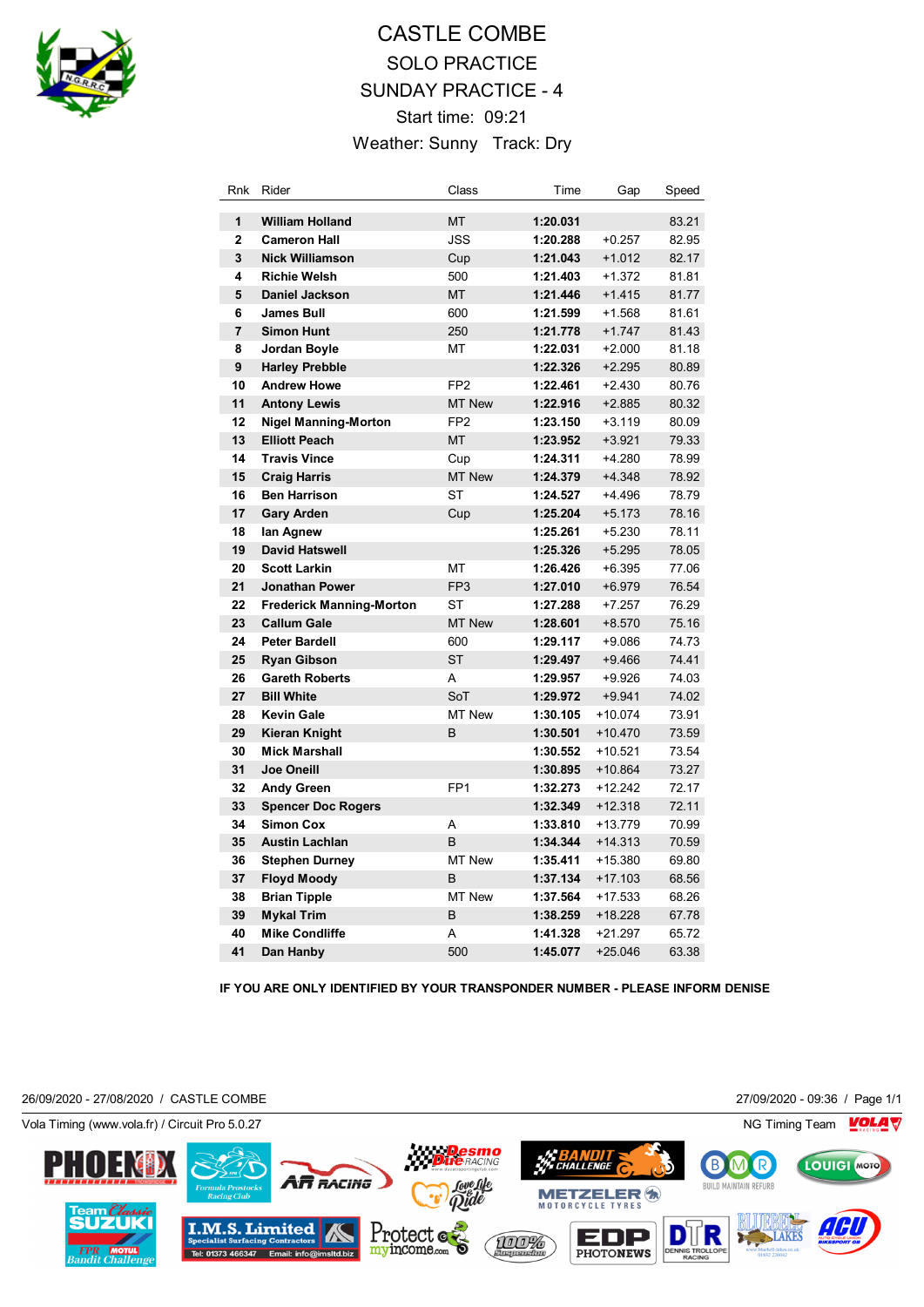# CASTLE COMBE

## SOLO PRACTICE

## SUNDAY PRACTICE - 4

Start time: 09:21

Weather: Sunny Track: Dry

| Rnk | Rider | Class | Time | Gap | Speed |
|---|---|---|---|---|---|
| 1 | **William Holland** | MT | **1:20.031** | | 83.21 |
| 2 | **Cameron Hall** | JSS | **1:20.288** | +0.257 | 82.95 |
| 3 | **Nick Williamson** | Cup | **1:21.043** | +1.012 | 82.17 |
| 4 | **Richie Welsh** | 500 | **1:21.403** | +1.372 | 81.81 |
| 5 | **Daniel Jackson** | MT | **1:21.446** | +1.415 | 81.77 |
| 6 | **James Bull** | 600 | **1:21.599** | +1.568 | 81.61 |
| 7 | **Simon Hunt** | 250 | **1:21.778** | +1.747 | 81.43 |
| 8 | **Jordan Boyle** | MT | **1:22.031** | +2.000 | 81.18 |
| 9 | **Harley Prebble** | | **1:22.326** | +2.295 | 80.89 |
| 10 | **Andrew Howe** | FP2 | **1:22.461** | +2.430 | 80.76 |
| 11 | **Antony Lewis** | MT New | **1:22.916** | +2.885 | 80.32 |
| 12 | **Nigel Manning-Morton** | FP2 | **1:23.150** | +3.119 | 80.09 |
| 13 | **Elliott Peach** | MT | **1:23.952** | +3.921 | 79.33 |
| 14 | **Travis Vince** | Cup | **1:24.311** | +4.280 | 78.99 |
| 15 | **Craig Harris** | MT New | **1:24.379** | +4.348 | 78.92 |
| 16 | **Ben Harrison** | ST | **1:24.527** | +4.496 | 78.79 |
| 17 | **Gary Arden** | Cup | **1:25.204** | +5.173 | 78.16 |
| 18 | **Ian Agnew** | | **1:25.261** | +5.230 | 78.11 |
| 19 | **David Hatswell** | | **1:25.326** | +5.295 | 78.05 |
| 20 | **Scott Larkin** | MT | **1:26.426** | +6.395 | 77.06 |
| 21 | **Jonathan Power** | FP3 | **1:27.010** | +6.979 | 76.54 |
| 22 | **Frederick Manning-Morton** | ST | **1:27.288** | +7.257 | 76.29 |
| 23 | **Callum Gale** | MT New | **1:28.601** | +8.570 | 75.16 |
| 24 | **Peter Bardell** | 600 | **1:29.117** | +9.086 | 74.73 |
| 25 | **Ryan Gibson** | ST | **1:29.497** | +9.466 | 74.41 |
| 26 | **Gareth Roberts** | A | **1:29.957** | +9.926 | 74.03 |
| 27 | **Bill White** | SoT | **1:29.972** | +9.941 | 74.02 |
| 28 | **Kevin Gale** | MT New | **1:30.105** | +10.074 | 73.91 |
| 29 | **Kieran Knight** | B | **1:30.501** | +10.470 | 73.59 |
| 30 | **Mick Marshall** | | **1:30.552** | +10.521 | 73.54 |
| 31 | **Joe Oneill** | | **1:30.895** | +10.864 | 73.27 |
| 32 | **Andy Green** | FP1 | **1:32.273** | +12.242 | 72.17 |
| 33 | **Spencer Doc Rogers** | | **1:32.349** | +12.318 | 72.11 |
| 34 | **Simon Cox** | A | **1:33.810** | +13.779 | 70.99 |
| 35 | **Austin Lachlan** | B | **1:34.344** | +14.313 | 70.59 |
| 36 | **Stephen Durney** | MT New | **1:35.411** | +15.380 | 69.80 |
| 37 | **Floyd Moody** | B | **1:37.134** | +17.103 | 68.56 |
| 38 | **Brian Tipple** | MT New | **1:37.564** | +17.533 | 68.26 |
| 39 | **Mykal Trim** | B | **1:38.259** | +18.228 | 67.78 |
| 40 | **Mike Condliffe** | A | **1:41.328** | +21.297 | 65.72 |
| 41 | **Dan Hanby** | 500 | **1:45.077** | +25.046 | 63.38 |

**IF YOU ARE ONLY IDENTIFIED BY YOUR TRANSPONDER NUMBER - PLEASE INFORM DENISE**

26/09/2020 - 27/08/2020 / CASTLE COMBE

27/09/2020 - 09:36

Vola Timing (www.vola.fr) / Circuit Pro 5.0.27

NG Timing Team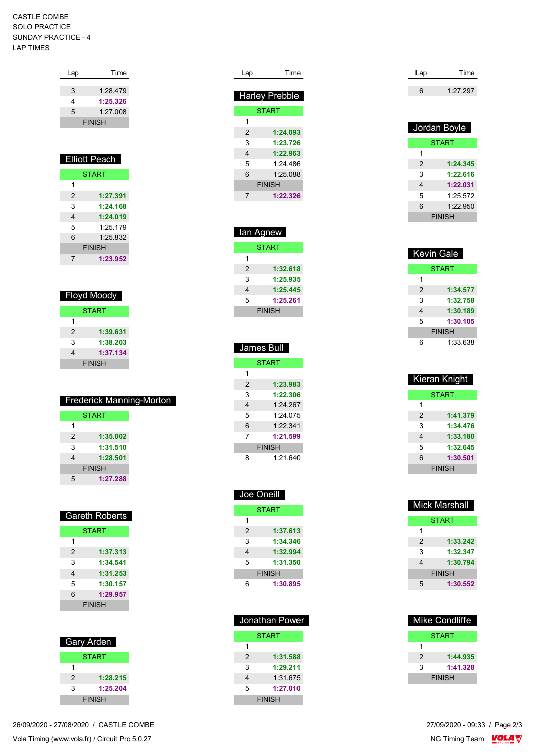CASTLE COMBE
SOLO PRACTICE
SUNDAY PRACTICE - 4
LAP TIMES

| Lap | Time |
|---|---|
| 3 | 1:28.479 |
| 4 | **1:25.326** |
| 5 | 1:27.008 |
| FINISH | |

## Elliott Peach

| Lap | Time |
|---|---|
| START | |
| 1 | |
| 2 | **1:27.391** |
| 3 | **1:24.168** |
| 4 | **1:24.019** |
| 5 | 1:25.179 |
| 6 | 1:25.832 |
| FINISH | |
| 7 | **1:23.952** |

## Floyd Moody

| Lap | Time |
|---|---|
| START | |
| 1 | |
| 2 | **1:39.631** |
| 3 | **1:38.203** |
| 4 | **1:37.134** |
| FINISH | |

## Frederick Manning-Morton

| Lap | Time |
|---|---|
| START | |
| 1 | |
| 2 | **1:35.002** |
| 3 | **1:31.510** |
| 4 | **1:28.501** |
| FINISH | |
| 5 | **1:27.288** |

## Gareth Roberts

| Lap | Time |
|---|---|
| START | |
| 1 | |
| 2 | **1:37.313** |
| 3 | **1:34.541** |
| 4 | **1:31.253** |
| 5 | **1:30.157** |
| 6 | **1:29.957** |
| FINISH | |

## Gary Arden

| Lap | Time |
|---|---|
| START | |
| 1 | |
| 2 | **1:28.215** |
| 3 | **1:25.204** |
| FINISH | |

## Harley Prebble

| Lap | Time |
|---|---|
| START | |
| 1 | |
| 2 | **1:24.093** |
| 3 | **1:23.726** |
| 4 | **1:22.963** |
| 5 | 1:24.486 |
| 6 | 1:25.088 |
| FINISH | |
| 7 | **1:22.326** |

## Ian Agnew

| Lap | Time |
|---|---|
| START | |
| 1 | |
| 2 | **1:32.618** |
| 3 | **1:25.935** |
| 4 | **1:25.445** |
| 5 | **1:25.261** |
| FINISH | |

## James Bull

| Lap | Time |
|---|---|
| START | |
| 1 | |
| 2 | **1:23.983** |
| 3 | **1:22.306** |
| 4 | 1:24.267 |
| 5 | 1:24.075 |
| 6 | 1:22.341 |
| 7 | **1:21.599** |
| FINISH | |
| 8 | 1:21.640 |

## Joe Oneill

| Lap | Time |
|---|---|
| START | |
| 1 | |
| 2 | **1:37.613** |
| 3 | **1:34.346** |
| 4 | **1:32.994** |
| 5 | **1:31.350** |
| FINISH | |
| 6 | **1:30.895** |

## Jonathan Power

| Lap | Time |
|---|---|
| START | |
| 1 | |
| 2 | **1:31.588** |
| 3 | **1:29.211** |
| 4 | 1:31.675 |
| 5 | **1:27.010** |
| FINISH | |

| Lap | Time |
|---|---|
| 6 | 1:27.297 |

## Jordan Boyle

| Lap | Time |
|---|---|
| START | |
| 1 | |
| 2 | **1:24.345** |
| 3 | **1:22.616** |
| 4 | **1:22.031** |
| 5 | 1:25.572 |
| 6 | 1:22.950 |
| FINISH | |

## Kevin Gale

| Lap | Time |
|---|---|
| START | |
| 1 | |
| 2 | **1:34.577** |
| 3 | **1:32.758** |
| 4 | **1:30.189** |
| 5 | **1:30.105** |
| FINISH | |
| 6 | 1:33.638 |

## Kieran Knight

| Lap | Time |
|---|---|
| START | |
| 1 | |
| 2 | **1:41.379** |
| 3 | **1:34.476** |
| 4 | **1:33.180** |
| 5 | **1:32.645** |
| 6 | **1:30.501** |
| FINISH | |

## Mick Marshall

| Lap | Time |
|---|---|
| START | |
| 1 | |
| 2 | **1:33.242** |
| 3 | **1:32.347** |
| 4 | **1:30.794** |
| FINISH | |
| 5 | **1:30.552** |

## Mike Condliffe

| Lap | Time |
|---|---|
| START | |
| 1 | |
| 2 | **1:44.935** |
| 3 | **1:41.328** |
| FINISH | |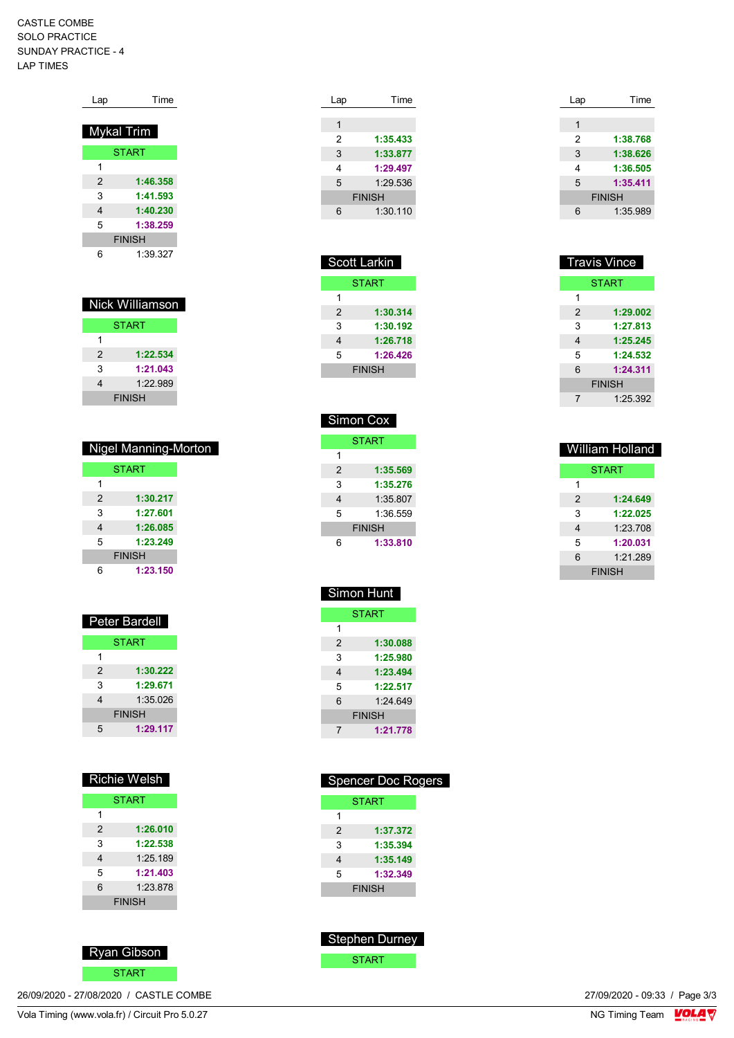CASTLE COMBE
SOLO PRACTICE
SUNDAY PRACTICE - 4
LAP TIMES

### Mykal Trim

| Lap | Time |
|---|---|
| START | |
| 1 | |
| 2 | 1:46.358 |
| 3 | 1:41.593 |
| 4 | 1:40.230 |
| 5 | 1:38.259 |
| FINISH | |
| 6 | 1:39.327 |

### Nick Williamson

| Lap | Time |
|---|---|
| START | |
| 1 | |
| 2 | 1:22.534 |
| 3 | 1:21.043 |
| 4 | 1:22.989 |
| FINISH | |

### Nigel Manning-Morton

| Lap | Time |
|---|---|
| START | |
| 1 | |
| 2 | 1:30.217 |
| 3 | 1:27.601 |
| 4 | 1:26.085 |
| 5 | 1:23.249 |
| FINISH | |
| 6 | 1:23.150 |

### Peter Bardell

| Lap | Time |
|---|---|
| START | |
| 1 | |
| 2 | 1:30.222 |
| 3 | 1:29.671 |
| 4 | 1:35.026 |
| FINISH | |
| 5 | 1:29.117 |

### Richie Welsh

| Lap | Time |
|---|---|
| START | |
| 1 | |
| 2 | 1:26.010 |
| 3 | 1:22.538 |
| 4 | 1:25.189 |
| 5 | 1:21.403 |
| 6 | 1:23.878 |
| FINISH | |

### Ryan Gibson

| Lap | Time |
|---|---|
| START | |

| Lap | Time |
|---|---|
| 1 | |
| 2 | 1:35.433 |
| 3 | 1:33.877 |
| 4 | 1:29.497 |
| 5 | 1:29.536 |
| FINISH | |
| 6 | 1:30.110 |

### Scott Larkin

| Lap | Time |
|---|---|
| START | |
| 1 | |
| 2 | 1:30.314 |
| 3 | 1:30.192 |
| 4 | 1:26.718 |
| 5 | 1:26.426 |
| FINISH | |

### Simon Cox

| Lap | Time |
|---|---|
| START | |
| 1 | |
| 2 | 1:35.569 |
| 3 | 1:35.276 |
| 4 | 1:35.807 |
| 5 | 1:36.559 |
| FINISH | |
| 6 | 1:33.810 |

### Simon Hunt

| Lap | Time |
|---|---|
| START | |
| 1 | |
| 2 | 1:30.088 |
| 3 | 1:25.980 |
| 4 | 1:23.494 |
| 5 | 1:22.517 |
| 6 | 1:24.649 |
| FINISH | |
| 7 | 1:21.778 |

### Spencer Doc Rogers

| Lap | Time |
|---|---|
| START | |
| 1 | |
| 2 | 1:37.372 |
| 3 | 1:35.394 |
| 4 | 1:35.149 |
| 5 | 1:32.349 |
| FINISH | |

### Stephen Durney

| Lap | Time |
|---|---|
| START | |

| Lap | Time |
|---|---|
| 1 | |
| 2 | 1:38.768 |
| 3 | 1:38.626 |
| 4 | 1:36.505 |
| 5 | 1:35.411 |
| FINISH | |
| 6 | 1:35.989 |

### Travis Vince

| Lap | Time |
|---|---|
| START | |
| 1 | |
| 2 | 1:29.002 |
| 3 | 1:27.813 |
| 4 | 1:25.245 |
| 5 | 1:24.532 |
| 6 | 1:24.311 |
| FINISH | |
| 7 | 1:25.392 |

### William Holland

| Lap | Time |
|---|---|
| START | |
| 1 | |
| 2 | 1:24.649 |
| 3 | 1:22.025 |
| 4 | 1:23.708 |
| 5 | 1:20.031 |
| 6 | 1:21.289 |
| FINISH | |

26/09/2020 - 27/08/2020 / CASTLE COMBE
27/09/2020 - 09:33
Vola Timing (www.vola.fr) / Circuit Pro 5.0.27
NG Timing Team